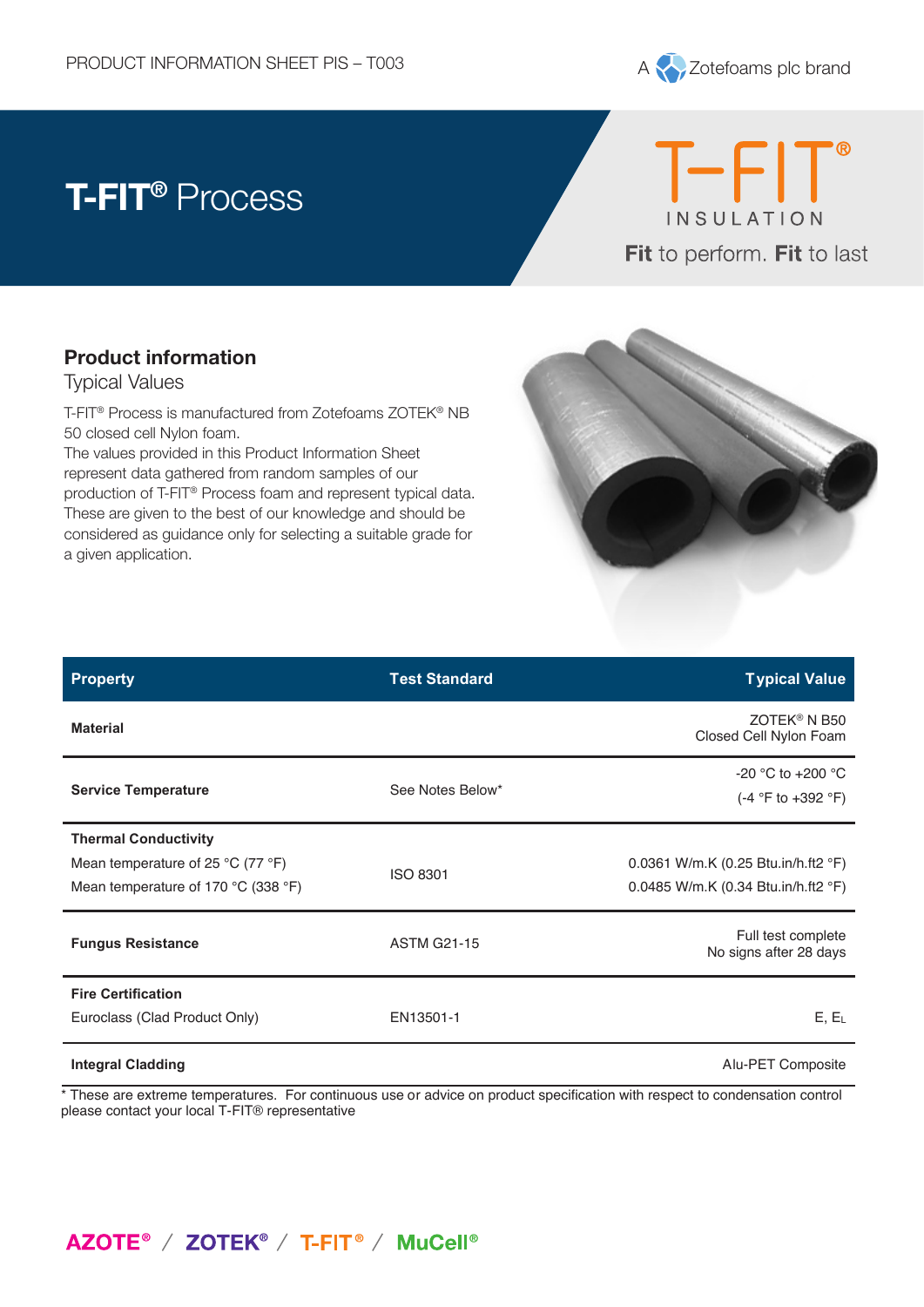PRODUCT INFORMATION SHEET PIS – T003

A Zotefoams plc brand

# T-FIT® Process

T-FIT® INSULATION

**Fit** to perform. **Fit** to last

## Product information

Typical Values

T-FIT® Process is manufactured from Zotefoams ZOTEK® NB 50 closed cell Nylon foam.
The values provided in this Product Information Sheet represent data gathered from random samples of our production of T-FIT® Process foam and represent typical data. These are given to the best of our knowledge and should be considered as guidance only for selecting a suitable grade for a given application.

| Property | Test Standard | Typical Value |
|---|---|---|
| **Material** | | ZOTEK® N B50<br>Closed Cell Nylon Foam |
| **Service Temperature** | See Notes Below* | -20 °C to +200 °C<br>(-4 °F to +392 °F) |
| **Thermal Conductivity**<br>Mean temperature of 25 °C (77 °F)<br>Mean temperature of 170 °C (338 °F) | ISO 8301 | <br>0.0361 W/m.K (0.25 Btu.in/h.ft2 °F)<br>0.0485 W/m.K (0.34 Btu.in/h.ft2 °F) |
| **Fungus Resistance** | ASTM G21-15 | Full test complete<br>No signs after 28 days |
| **Fire Certification**<br>Euroclass (Clad Product Only) | EN13501-1 | <br>E, $E_L$ |
| **Integral Cladding** | | Alu-PET Composite |

* These are extreme temperatures. For continuous use or advice on product specification with respect to condensation control please contact your local T-FIT® representative

AZOTE® / ZOTEK® / T-FIT® / MuCell®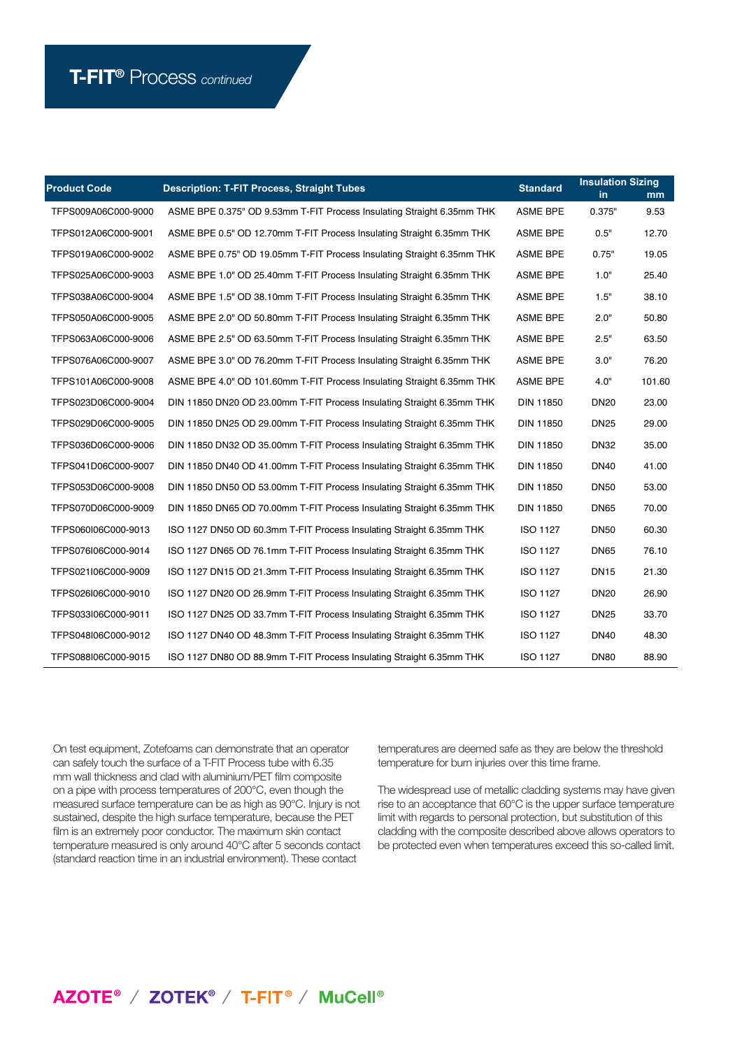# T-FIT® Process *continued*

| Product Code | Description: T-FIT Process, Straight Tubes | Standard | Insulation Sizing | |
|---|---|---|---|---|
| | | | in | mm |
| TFPS009A06C000-9000 | ASME BPE 0.375" OD 9.53mm T-FIT Process Insulating Straight 6.35mm THK | ASME BPE | 0.375" | 9.53 |
| TFPS012A06C000-9001 | ASME BPE 0.5" OD 12.70mm T-FIT Process Insulating Straight 6.35mm THK | ASME BPE | 0.5" | 12.70 |
| TFPS019A06C000-9002 | ASME BPE 0.75" OD 19.05mm T-FIT Process Insulating Straight 6.35mm THK | ASME BPE | 0.75" | 19.05 |
| TFPS025A06C000-9003 | ASME BPE 1.0" OD 25.40mm T-FIT Process Insulating Straight 6.35mm THK | ASME BPE | 1.0" | 25.40 |
| TFPS038A06C000-9004 | ASME BPE 1.5" OD 38.10mm T-FIT Process Insulating Straight 6.35mm THK | ASME BPE | 1.5" | 38.10 |
| TFPS050A06C000-9005 | ASME BPE 2.0" OD 50.80mm T-FIT Process Insulating Straight 6.35mm THK | ASME BPE | 2.0" | 50.80 |
| TFPS063A06C000-9006 | ASME BPE 2.5" OD 63.50mm T-FIT Process Insulating Straight 6.35mm THK | ASME BPE | 2.5" | 63.50 |
| TFPS076A06C000-9007 | ASME BPE 3.0" OD 76.20mm T-FIT Process Insulating Straight 6.35mm THK | ASME BPE | 3.0" | 76.20 |
| TFPS101A06C000-9008 | ASME BPE 4.0" OD 101.60mm T-FIT Process Insulating Straight 6.35mm THK | ASME BPE | 4.0" | 101.60 |
| TFPS023D06C000-9004 | DIN 11850 DN20 OD 23.00mm T-FIT Process Insulating Straight 6.35mm THK | DIN 11850 | DN20 | 23.00 |
| TFPS029D06C000-9005 | DIN 11850 DN25 OD 29.00mm T-FIT Process Insulating Straight 6.35mm THK | DIN 11850 | DN25 | 29.00 |
| TFPS036D06C000-9006 | DIN 11850 DN32 OD 35.00mm T-FIT Process Insulating Straight 6.35mm THK | DIN 11850 | DN32 | 35.00 |
| TFPS041D06C000-9007 | DIN 11850 DN40 OD 41.00mm T-FIT Process Insulating Straight 6.35mm THK | DIN 11850 | DN40 | 41.00 |
| TFPS053D06C000-9008 | DIN 11850 DN50 OD 53.00mm T-FIT Process Insulating Straight 6.35mm THK | DIN 11850 | DN50 | 53.00 |
| TFPS070D06C000-9009 | DIN 11850 DN65 OD 70.00mm T-FIT Process Insulating Straight 6.35mm THK | DIN 11850 | DN65 | 70.00 |
| TFPS060I06C000-9013 | ISO 1127 DN50 OD 60.3mm T-FIT Process Insulating Straight 6.35mm THK | ISO 1127 | DN50 | 60.30 |
| TFPS076I06C000-9014 | ISO 1127 DN65 OD 76.1mm T-FIT Process Insulating Straight 6.35mm THK | ISO 1127 | DN65 | 76.10 |
| TFPS021I06C000-9009 | ISO 1127 DN15 OD 21.3mm T-FIT Process Insulating Straight 6.35mm THK | ISO 1127 | DN15 | 21.30 |
| TFPS026I06C000-9010 | ISO 1127 DN20 OD 26.9mm T-FIT Process Insulating Straight 6.35mm THK | ISO 1127 | DN20 | 26.90 |
| TFPS033I06C000-9011 | ISO 1127 DN25 OD 33.7mm T-FIT Process Insulating Straight 6.35mm THK | ISO 1127 | DN25 | 33.70 |
| TFPS048I06C000-9012 | ISO 1127 DN40 OD 48.3mm T-FIT Process Insulating Straight 6.35mm THK | ISO 1127 | DN40 | 48.30 |
| TFPS088I06C000-9015 | ISO 1127 DN80 OD 88.9mm T-FIT Process Insulating Straight 6.35mm THK | ISO 1127 | DN80 | 88.90 |

On test equipment, Zotefoams can demonstrate that an operator can safely touch the surface of a T-FIT Process tube with 6.35 mm wall thickness and clad with aluminium/PET film composite on a pipe with process temperatures of 200°C, even though the measured surface temperature can be as high as 90°C. Injury is not sustained, despite the high surface temperature, because the PET film is an extremely poor conductor. The maximum skin contact temperature measured is only around 40°C after 5 seconds contact (standard reaction time in an industrial environment). These contact temperatures are deemed safe as they are below the threshold temperature for burn injuries over this time frame.

The widespread use of metallic cladding systems may have given rise to an acceptance that 60°C is the upper surface temperature limit with regards to personal protection, but substitution of this cladding with the composite described above allows operators to be protected even when temperatures exceed this so-called limit.

AZOTE® / ZOTEK® / T-FIT® / MuCell®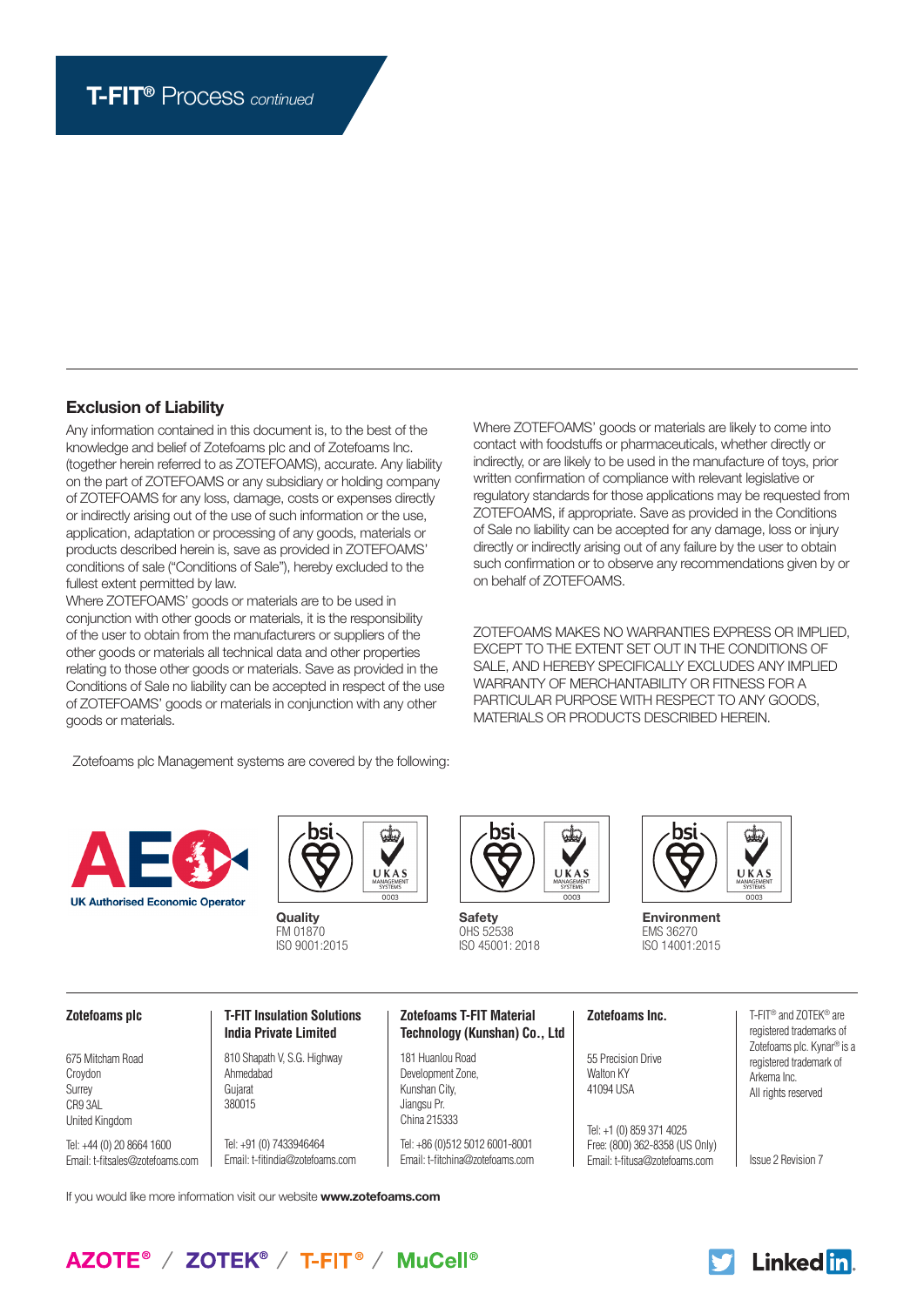## T-FIT® Process *continued*

### Exclusion of Liability

Any information contained in this document is, to the best of the knowledge and belief of Zotefoams plc and of Zotefoams Inc. (together herein referred to as ZOTEFOAMS), accurate. Any liability on the part of ZOTEFOAMS or any subsidiary or holding company of ZOTEFOAMS for any loss, damage, costs or expenses directly or indirectly arising out of the use of such information or the use, application, adaptation or processing of any goods, materials or products described herein is, save as provided in ZOTEFOAMS' conditions of sale ("Conditions of Sale"), hereby excluded to the fullest extent permitted by law.

Where ZOTEFOAMS' goods or materials are to be used in conjunction with other goods or materials, it is the responsibility of the user to obtain from the manufacturers or suppliers of the other goods or materials all technical data and other properties relating to those other goods or materials. Save as provided in the Conditions of Sale no liability can be accepted in respect of the use of ZOTEFOAMS' goods or materials in conjunction with any other goods or materials.

Where ZOTEFOAMS' goods or materials are likely to come into contact with foodstuffs or pharmaceuticals, whether directly or indirectly, or are likely to be used in the manufacture of toys, prior written confirmation of compliance with relevant legislative or regulatory standards for those applications may be requested from ZOTEFOAMS, if appropriate. Save as provided in the Conditions of Sale no liability can be accepted for any damage, loss or injury directly or indirectly arising out of any failure by the user to obtain such confirmation or to observe any recommendations given by or on behalf of ZOTEFOAMS.

ZOTEFOAMS MAKES NO WARRANTIES EXPRESS OR IMPLIED, EXCEPT TO THE EXTENT SET OUT IN THE CONDITIONS OF SALE, AND HEREBY SPECIFICALLY EXCLUDES ANY IMPLIED WARRANTY OF MERCHANTABILITY OR FITNESS FOR A PARTICULAR PURPOSE WITH RESPECT TO ANY GOODS, MATERIALS OR PRODUCTS DESCRIBED HEREIN.

Zotefoams plc Management systems are covered by the following:

UK Authorised Economic Operator

**Quality**
FM 01870
ISO 9001:2015

**Safety**
OHS 52538
ISO 45001: 2018

**Environment**
EMS 36270
ISO 14001:2015

**Zotefoams plc**
675 Mitcham Road
Croydon
Surrey
CR9 3AL
United Kingdom
Tel: +44 (0) 20 8664 1600
Email: t-fitsales@zotefoams.com

**T-FIT Insulation Solutions India Private Limited**
810 Shapath V, S.G. Highway
Ahmedabad
Gujarat
380015
Tel: +91 (0) 7433946464
Email: t-fitindia@zotefoams.com

**Zotefoams T-FIT Material Technology (Kunshan) Co., Ltd**
181 Huanlou Road
Development Zone,
Kunshan City,
Jiangsu Pr.
China 215333
Tel: +86 (0)512 5012 6001-8001
Email: t-fitchina@zotefoams.com

**Zotefoams Inc.**
55 Precision Drive
Walton KY
41094 USA
Tel: +1 (0) 859 371 4025
Free: (800) 362-8358 (US Only)
Email: t-fitusa@zotefoams.com

T-FIT® and ZOTEK® are registered trademarks of Zotefoams plc. Kynar® is a registered trademark of Arkema Inc.
All rights reserved

Issue 2 Revision 7

If you would like more information visit our website **www.zotefoams.com**

AZOTE® / ZOTEK® / T-FIT® / MuCell®

LinkedIn